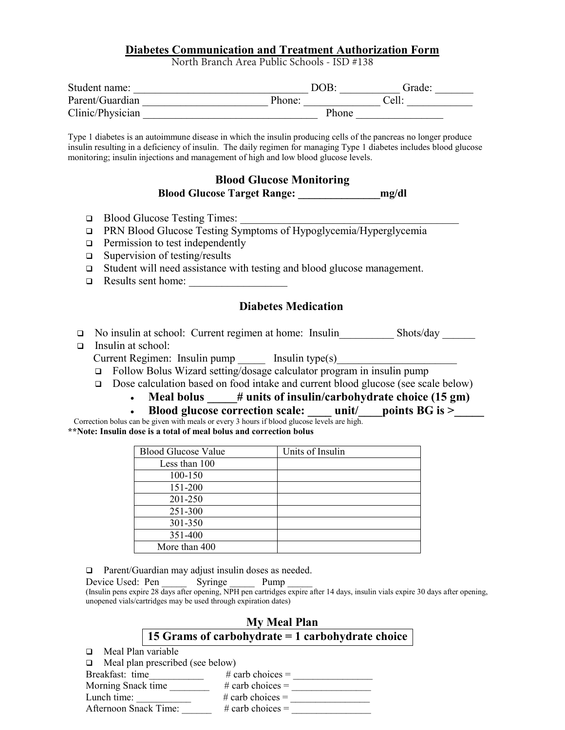# Diabetes Communication and Treatment Authorization Form

North Branch Area Public Schools - ISD #138

Student name: _______________________________ DOB: ___________ Grade: _______
Parent/Guardian ______________________ Phone: _____________ Cell: ____________
Clinic/Physician ________________________________ Phone ________________

Type 1 diabetes is an autoimmune disease in which the insulin producing cells of the pancreas no longer produce insulin resulting in a deficiency of insulin. The daily regimen for managing Type 1 diabetes includes blood glucose monitoring; insulin injections and management of high and low blood glucose levels.

## Blood Glucose Monitoring

**Blood Glucose Target Range: ______________mg/dl**

- ❑ Blood Glucose Testing Times: _________________________________________
- ❑ PRN Blood Glucose Testing Symptoms of Hypoglycemia/Hyperglycemia
- ❑ Permission to test independently
- ❑ Supervision of testing/results
- ❑ Student will need assistance with testing and blood glucose management.
- ❑ Results sent home: __________________

## Diabetes Medication

- ❑ No insulin at school: Current regimen at home: Insulin__________ Shots/day ______
- ❑ Insulin at school:
  Current Regimen: Insulin pump _____ Insulin type(s)______________________
  - ❑ Follow Bolus Wizard setting/dosage calculator program in insulin pump
  - ❑ Dose calculation based on food intake and current blood glucose (see scale below)
    - **Meal bolus _____# units of insulin/carbohydrate choice (15 gm)**
    - **Blood glucose correction scale: ____ unit/____points BG is >_____**

Correction bolus can be given with meals or every 3 hours if blood glucose levels are high.

**\*\*Note: Insulin dose is a total of meal bolus and correction bolus**

| Blood Glucose Value | Units of Insulin |
|---|---|
| Less than 100 | |
| 100-150 | |
| 151-200 | |
| 201-250 | |
| 251-300 | |
| 301-350 | |
| 351-400 | |
| More than 400 | |

- ❑ Parent/Guardian may adjust insulin doses as needed.

Device Used: Pen _____ Syringe _____ Pump _____
(Insulin pens expire 28 days after opening, NPH pen cartridges expire after 14 days, insulin vials expire 30 days after opening, unopened vials/cartridges may be used through expiration dates)

## My Meal Plan

**15 Grams of carbohydrate = 1 carbohydrate choice**

- ❑ Meal Plan variable
- ❑ Meal plan prescribed (see below)

Breakfast: time___________ # carb choices = ________________
Morning Snack time ________ # carb choices = ________________
Lunch time: ___________ # carb choices = ________________
Afternoon Snack Time: ______ # carb choices = ________________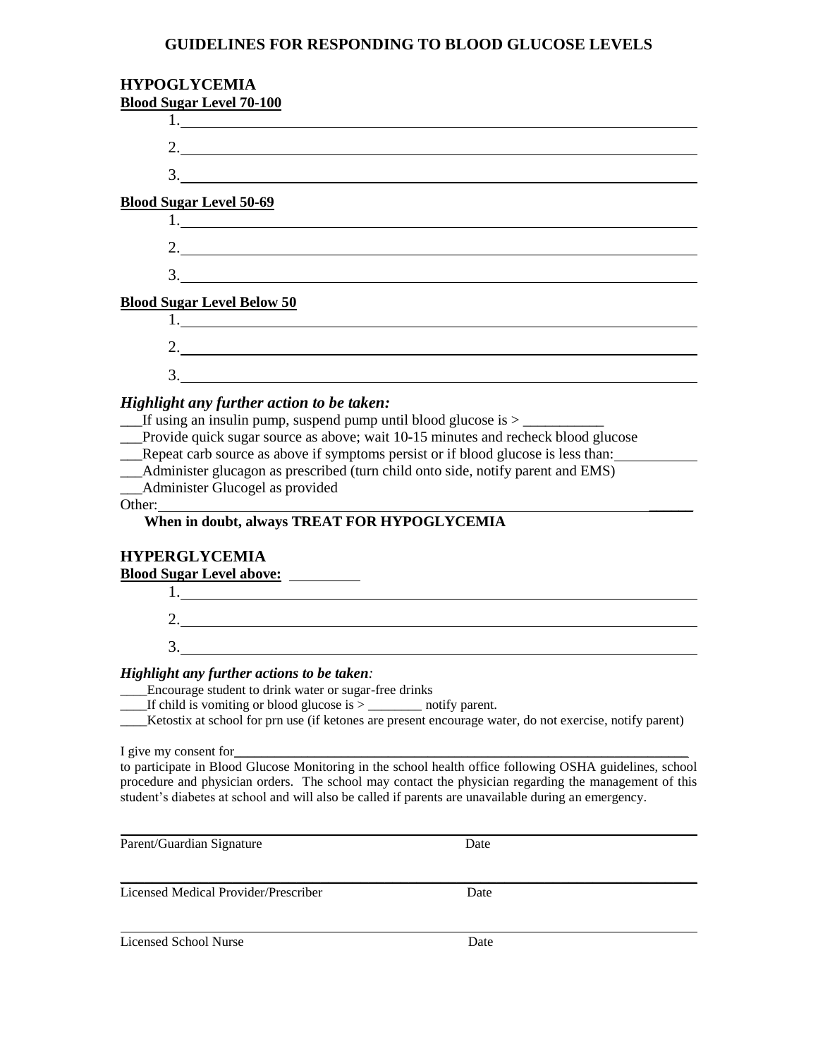# GUIDELINES FOR RESPONDING TO BLOOD GLUCOSE LEVELS

## HYPOGLYCEMIA

**Blood Sugar Level 70-100**

1. ______________________________
2. ______________________________
3. ______________________________

**Blood Sugar Level 50-69**

1. ______________________________
2. ______________________________
3. ______________________________

**Blood Sugar Level Below 50**

1. ______________________________
2. ______________________________
3. ______________________________

### *Highlight any further action to be taken:*

___If using an insulin pump, suspend pump until blood glucose is > ___________

___Provide quick sugar source as above; wait 10-15 minutes and recheck blood glucose

___Repeat carb source as above if symptoms persist or if blood glucose is less than: ___________

___Administer glucagon as prescribed (turn child onto side, notify parent and EMS)

___Administer Glucogel as provided

Other: ______________________________

**When in doubt, always TREAT FOR HYPOGLYCEMIA**

## HYPERGLYCEMIA

**Blood Sugar Level above:** __________

1. ______________________________
2. ______________________________
3. ______________________________

### *Highlight any further actions to be taken:*

____Encourage student to drink water or sugar-free drinks

____If child is vomiting or blood glucose is > ________ notify parent.

____Ketostix at school for prn use (if ketones are present encourage water, do not exercise, notify parent)

I give my consent for ______________________________

to participate in Blood Glucose Monitoring in the school health office following OSHA guidelines, school procedure and physician orders. The school may contact the physician regarding the management of this student's diabetes at school and will also be called if parents are unavailable during an emergency.

______________________________

Parent/Guardian Signature Date

______________________________

Licensed Medical Provider/Prescriber Date

______________________________

Licensed School Nurse Date